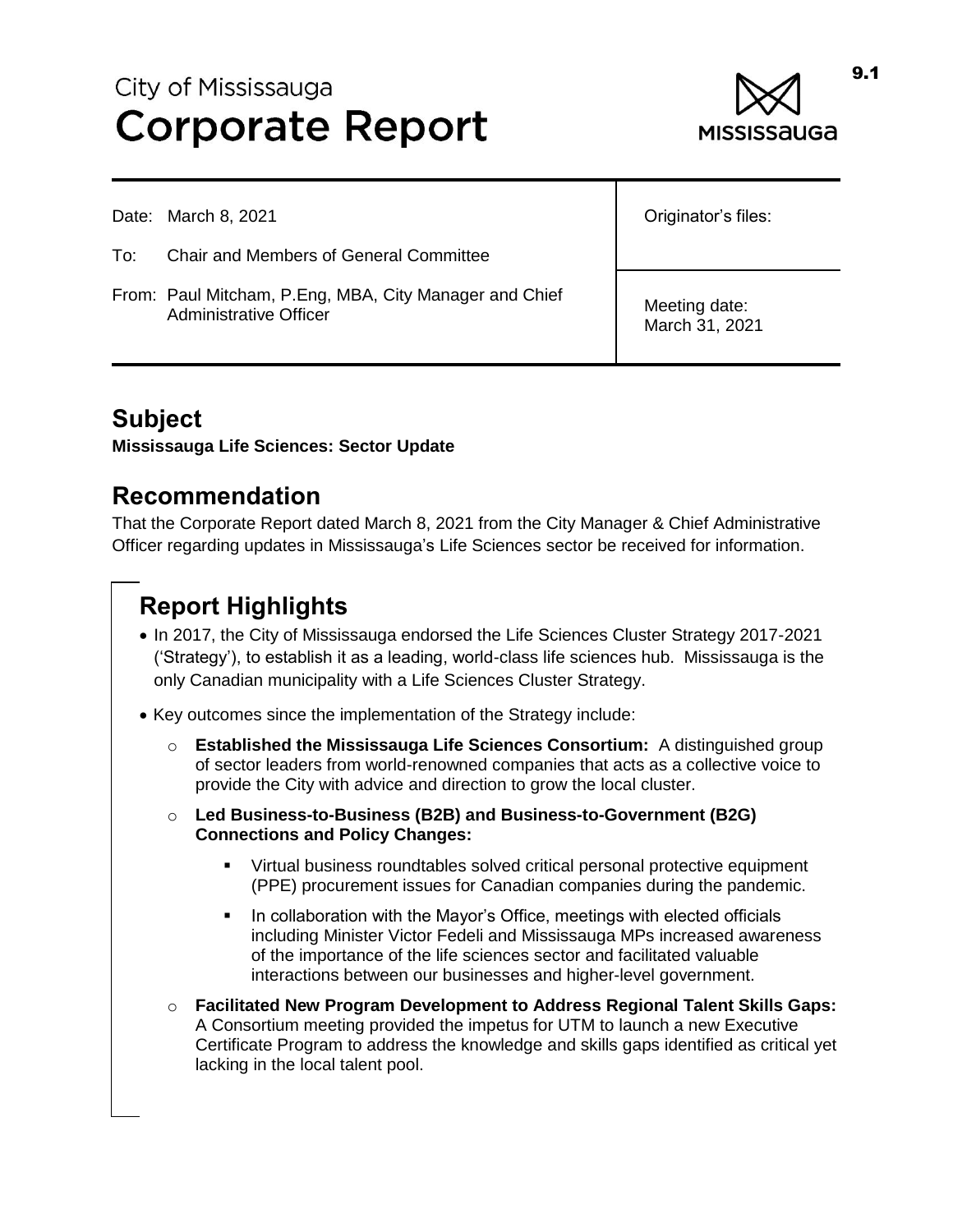# City of Mississauga
# Corporate Report

| | |
|---|---|
| Date: March 8, 2021 | Originator's files: |
| To: Chair and Members of General Committee | |
| From: Paul Mitcham, P.Eng, MBA, City Manager and Chief Administrative Officer | Meeting date: March 31, 2021 |

## Subject

**Mississauga Life Sciences: Sector Update**

## Recommendation

That the Corporate Report dated March 8, 2021 from the City Manager & Chief Administrative Officer regarding updates in Mississauga's Life Sciences sector be received for information.

## Report Highlights

- In 2017, the City of Mississauga endorsed the Life Sciences Cluster Strategy 2017-2021 ('Strategy'), to establish it as a leading, world-class life sciences hub. Mississauga is the only Canadian municipality with a Life Sciences Cluster Strategy.
- Key outcomes since the implementation of the Strategy include:
  - **Established the Mississauga Life Sciences Consortium:** A distinguished group of sector leaders from world-renowned companies that acts as a collective voice to provide the City with advice and direction to grow the local cluster.
  - **Led Business-to-Business (B2B) and Business-to-Government (B2G) Connections and Policy Changes:**
    - Virtual business roundtables solved critical personal protective equipment (PPE) procurement issues for Canadian companies during the pandemic.
    - In collaboration with the Mayor's Office, meetings with elected officials including Minister Victor Fedeli and Mississauga MPs increased awareness of the importance of the life sciences sector and facilitated valuable interactions between our businesses and higher-level government.
  - **Facilitated New Program Development to Address Regional Talent Skills Gaps:** A Consortium meeting provided the impetus for UTM to launch a new Executive Certificate Program to address the knowledge and skills gaps identified as critical yet lacking in the local talent pool.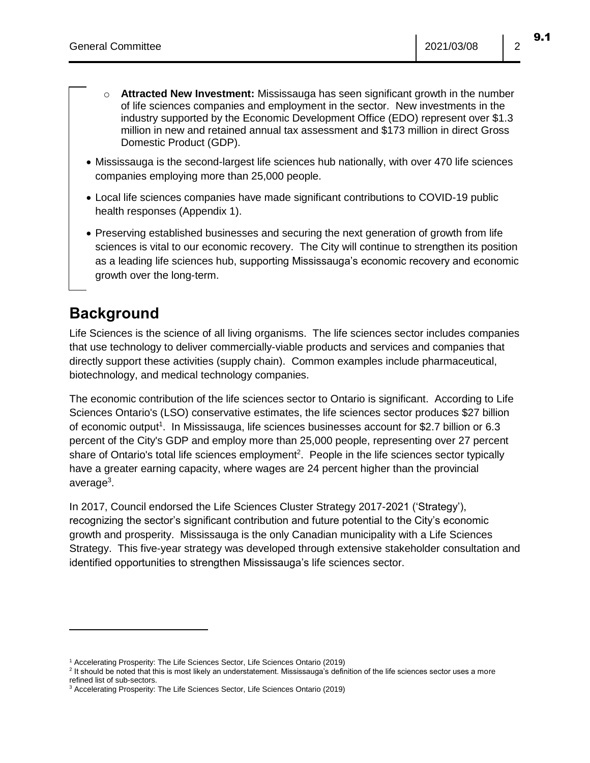- **Attracted New Investment:** Mississauga has seen significant growth in the number of life sciences companies and employment in the sector. New investments in the industry supported by the Economic Development Office (EDO) represent over $1.3 million in new and retained annual tax assessment and $173 million in direct Gross Domestic Product (GDP).

- Mississauga is the second-largest life sciences hub nationally, with over 470 life sciences companies employing more than 25,000 people.
- Local life sciences companies have made significant contributions to COVID-19 public health responses (Appendix 1).
- Preserving established businesses and securing the next generation of growth from life sciences is vital to our economic recovery. The City will continue to strengthen its position as a leading life sciences hub, supporting Mississauga's economic recovery and economic growth over the long-term.

## Background

Life Sciences is the science of all living organisms. The life sciences sector includes companies that use technology to deliver commercially-viable products and services and companies that directly support these activities (supply chain). Common examples include pharmaceutical, biotechnology, and medical technology companies.

The economic contribution of the life sciences sector to Ontario is significant. According to Life Sciences Ontario's (LSO) conservative estimates, the life sciences sector produces $27 billion of economic output[1]. In Mississauga, life sciences businesses account for $2.7 billion or 6.3 percent of the City's GDP and employ more than 25,000 people, representing over 27 percent share of Ontario's total life sciences employment[2]. People in the life sciences sector typically have a greater earning capacity, where wages are 24 percent higher than the provincial average[3].

In 2017, Council endorsed the Life Sciences Cluster Strategy 2017-2021 ('Strategy'), recognizing the sector's significant contribution and future potential to the City's economic growth and prosperity. Mississauga is the only Canadian municipality with a Life Sciences Strategy. This five-year strategy was developed through extensive stakeholder consultation and identified opportunities to strengthen Mississauga's life sciences sector.

---

[1] Accelerating Prosperity: The Life Sciences Sector, Life Sciences Ontario (2019)

[2] It should be noted that this is most likely an understatement. Mississauga's definition of the life sciences sector uses a more refined list of sub-sectors.

[3] Accelerating Prosperity: The Life Sciences Sector, Life Sciences Ontario (2019)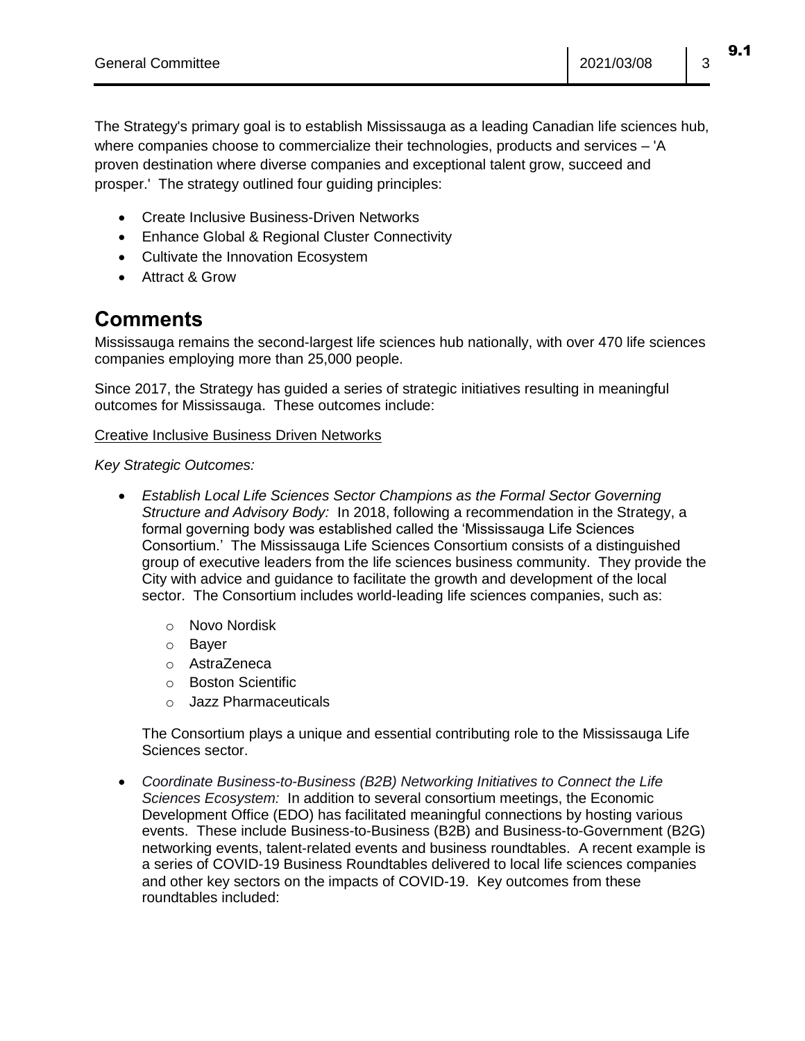The Strategy's primary goal is to establish Mississauga as a leading Canadian life sciences hub, where companies choose to commercialize their technologies, products and services – 'A proven destination where diverse companies and exceptional talent grow, succeed and prosper.' The strategy outlined four guiding principles:

- Create Inclusive Business-Driven Networks
- Enhance Global & Regional Cluster Connectivity
- Cultivate the Innovation Ecosystem
- Attract & Grow

# Comments

Mississauga remains the second-largest life sciences hub nationally, with over 470 life sciences companies employing more than 25,000 people.

Since 2017, the Strategy has guided a series of strategic initiatives resulting in meaningful outcomes for Mississauga. These outcomes include:

<u>Creative Inclusive Business Driven Networks</u>

*Key Strategic Outcomes:*

- *Establish Local Life Sciences Sector Champions as the Formal Sector Governing Structure and Advisory Body:* In 2018, following a recommendation in the Strategy, a formal governing body was established called the 'Mississauga Life Sciences Consortium.' The Mississauga Life Sciences Consortium consists of a distinguished group of executive leaders from the life sciences business community. They provide the City with advice and guidance to facilitate the growth and development of the local sector. The Consortium includes world-leading life sciences companies, such as:
  - Novo Nordisk
  - Bayer
  - AstraZeneca
  - Boston Scientific
  - Jazz Pharmaceuticals

  The Consortium plays a unique and essential contributing role to the Mississauga Life Sciences sector.

- *Coordinate Business-to-Business (B2B) Networking Initiatives to Connect the Life Sciences Ecosystem:* In addition to several consortium meetings, the Economic Development Office (EDO) has facilitated meaningful connections by hosting various events. These include Business-to-Business (B2B) and Business-to-Government (B2G) networking events, talent-related events and business roundtables. A recent example is a series of COVID-19 Business Roundtables delivered to local life sciences companies and other key sectors on the impacts of COVID-19. Key outcomes from these roundtables included: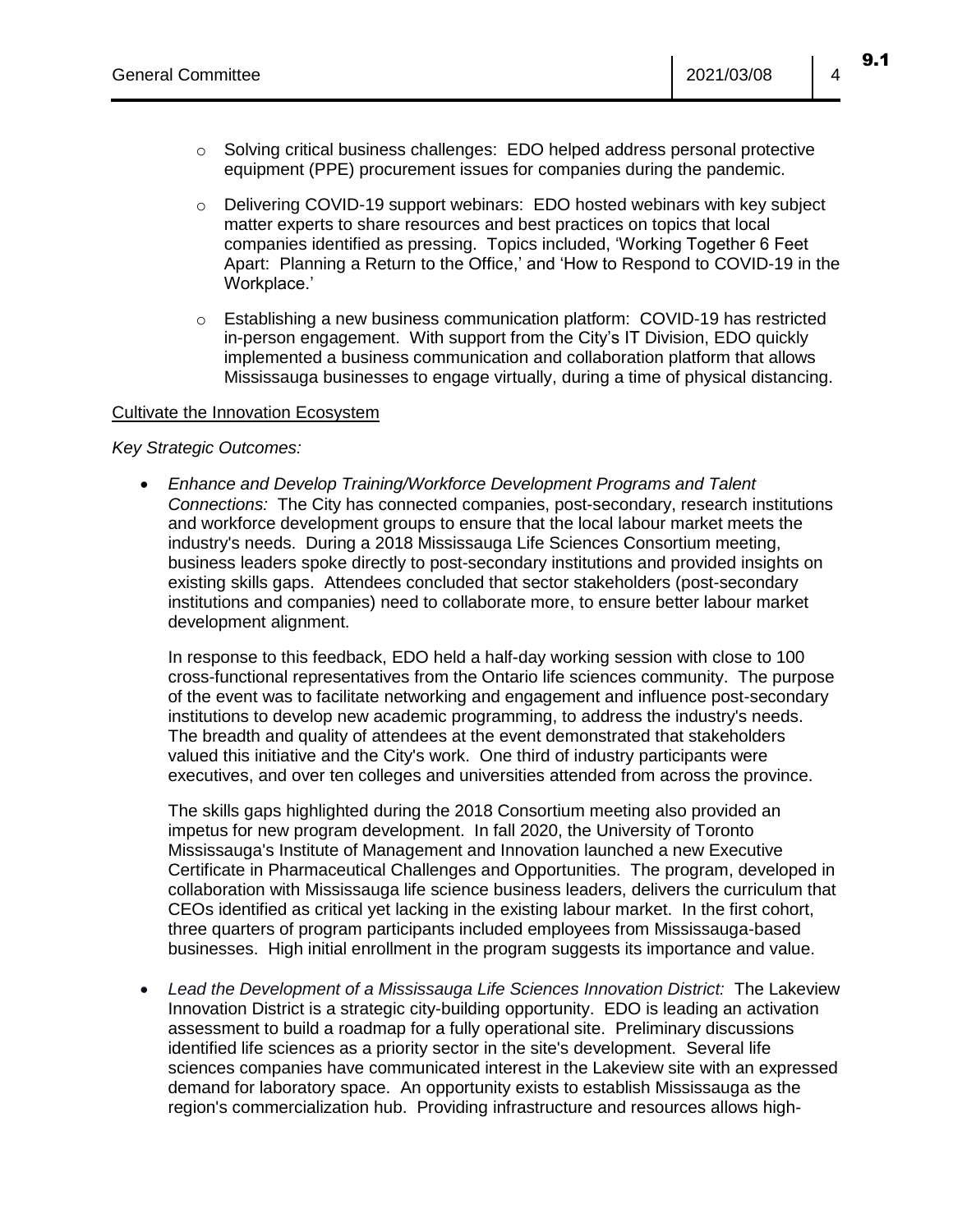- Solving critical business challenges: EDO helped address personal protective equipment (PPE) procurement issues for companies during the pandemic.

- Delivering COVID-19 support webinars: EDO hosted webinars with key subject matter experts to share resources and best practices on topics that local companies identified as pressing. Topics included, 'Working Together 6 Feet Apart: Planning a Return to the Office,' and 'How to Respond to COVID-19 in the Workplace.'

- Establishing a new business communication platform: COVID-19 has restricted in-person engagement. With support from the City's IT Division, EDO quickly implemented a business communication and collaboration platform that allows Mississauga businesses to engage virtually, during a time of physical distancing.

<u>Cultivate the Innovation Ecosystem</u>

*Key Strategic Outcomes:*

- *Enhance and Develop Training/Workforce Development Programs and Talent Connections:* The City has connected companies, post-secondary, research institutions and workforce development groups to ensure that the local labour market meets the industry's needs. During a 2018 Mississauga Life Sciences Consortium meeting, business leaders spoke directly to post-secondary institutions and provided insights on existing skills gaps. Attendees concluded that sector stakeholders (post-secondary institutions and companies) need to collaborate more, to ensure better labour market development alignment.

  In response to this feedback, EDO held a half-day working session with close to 100 cross-functional representatives from the Ontario life sciences community. The purpose of the event was to facilitate networking and engagement and influence post-secondary institutions to develop new academic programming, to address the industry's needs. The breadth and quality of attendees at the event demonstrated that stakeholders valued this initiative and the City's work. One third of industry participants were executives, and over ten colleges and universities attended from across the province.

  The skills gaps highlighted during the 2018 Consortium meeting also provided an impetus for new program development. In fall 2020, the University of Toronto Mississauga's Institute of Management and Innovation launched a new Executive Certificate in Pharmaceutical Challenges and Opportunities. The program, developed in collaboration with Mississauga life science business leaders, delivers the curriculum that CEOs identified as critical yet lacking in the existing labour market. In the first cohort, three quarters of program participants included employees from Mississauga-based businesses. High initial enrollment in the program suggests its importance and value.

- *Lead the Development of a Mississauga Life Sciences Innovation District:* The Lakeview Innovation District is a strategic city-building opportunity. EDO is leading an activation assessment to build a roadmap for a fully operational site. Preliminary discussions identified life sciences as a priority sector in the site's development. Several life sciences companies have communicated interest in the Lakeview site with an expressed demand for laboratory space. An opportunity exists to establish Mississauga as the region's commercialization hub. Providing infrastructure and resources allows high-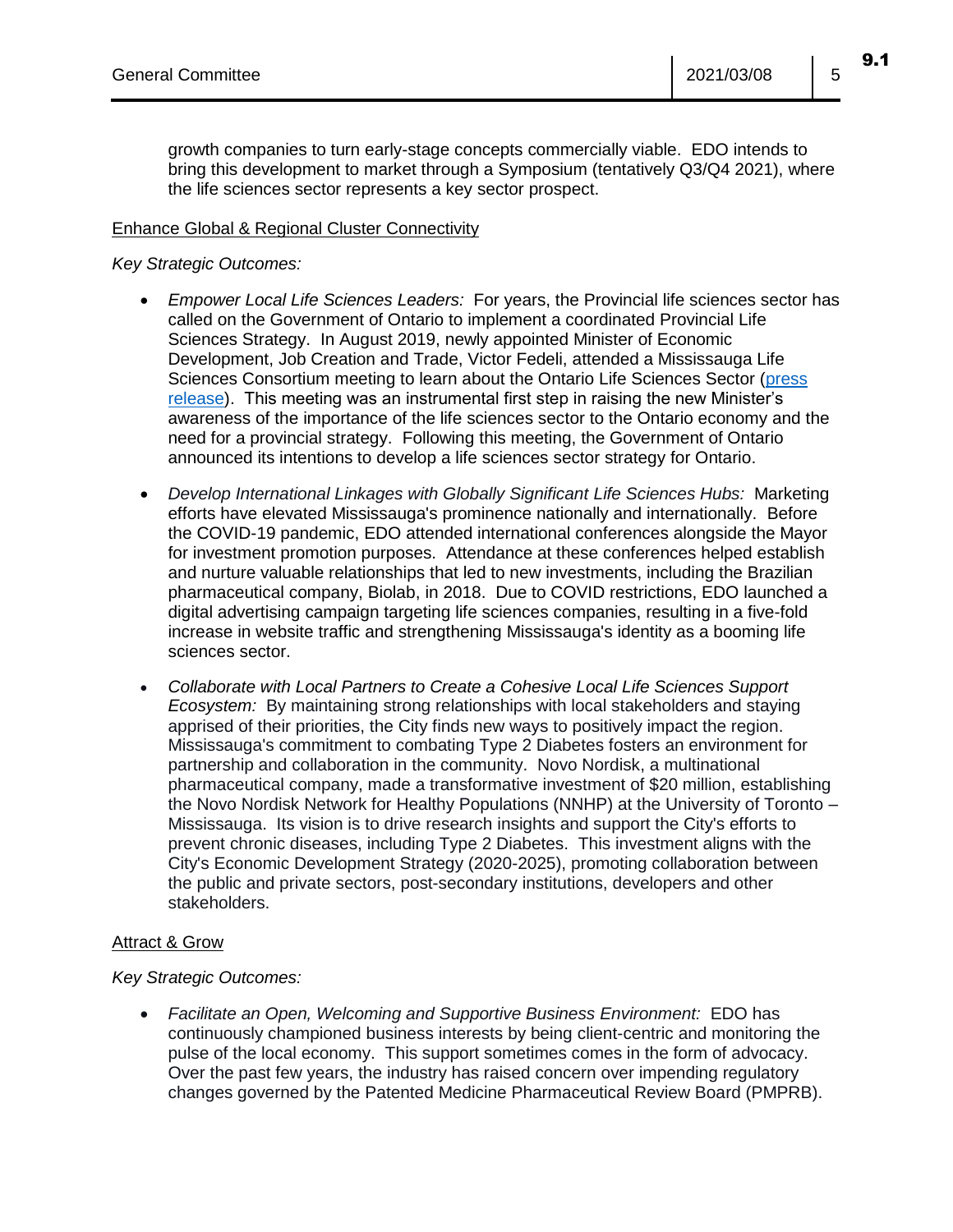growth companies to turn early-stage concepts commercially viable. EDO intends to bring this development to market through a Symposium (tentatively Q3/Q4 2021), where the life sciences sector represents a key sector prospect.

<u>Enhance Global & Regional Cluster Connectivity</u>

*Key Strategic Outcomes:*

- *Empower Local Life Sciences Leaders:* For years, the Provincial life sciences sector has called on the Government of Ontario to implement a coordinated Provincial Life Sciences Strategy. In August 2019, newly appointed Minister of Economic Development, Job Creation and Trade, Victor Fedeli, attended a Mississauga Life Sciences Consortium meeting to learn about the Ontario Life Sciences Sector ([press release](press release)). This meeting was an instrumental first step in raising the new Minister's awareness of the importance of the life sciences sector to the Ontario economy and the need for a provincial strategy. Following this meeting, the Government of Ontario announced its intentions to develop a life sciences sector strategy for Ontario.

- *Develop International Linkages with Globally Significant Life Sciences Hubs:* Marketing efforts have elevated Mississauga's prominence nationally and internationally. Before the COVID-19 pandemic, EDO attended international conferences alongside the Mayor for investment promotion purposes. Attendance at these conferences helped establish and nurture valuable relationships that led to new investments, including the Brazilian pharmaceutical company, Biolab, in 2018. Due to COVID restrictions, EDO launched a digital advertising campaign targeting life sciences companies, resulting in a five-fold increase in website traffic and strengthening Mississauga's identity as a booming life sciences sector.

- *Collaborate with Local Partners to Create a Cohesive Local Life Sciences Support Ecosystem:* By maintaining strong relationships with local stakeholders and staying apprised of their priorities, the City finds new ways to positively impact the region. Mississauga's commitment to combating Type 2 Diabetes fosters an environment for partnership and collaboration in the community. Novo Nordisk, a multinational pharmaceutical company, made a transformative investment of $20 million, establishing the Novo Nordisk Network for Healthy Populations (NNHP) at the University of Toronto – Mississauga. Its vision is to drive research insights and support the City's efforts to prevent chronic diseases, including Type 2 Diabetes. This investment aligns with the City's Economic Development Strategy (2020-2025), promoting collaboration between the public and private sectors, post-secondary institutions, developers and other stakeholders.

<u>Attract & Grow</u>

*Key Strategic Outcomes:*

- *Facilitate an Open, Welcoming and Supportive Business Environment:* EDO has continuously championed business interests by being client-centric and monitoring the pulse of the local economy. This support sometimes comes in the form of advocacy. Over the past few years, the industry has raised concern over impending regulatory changes governed by the Patented Medicine Pharmaceutical Review Board (PMPRB).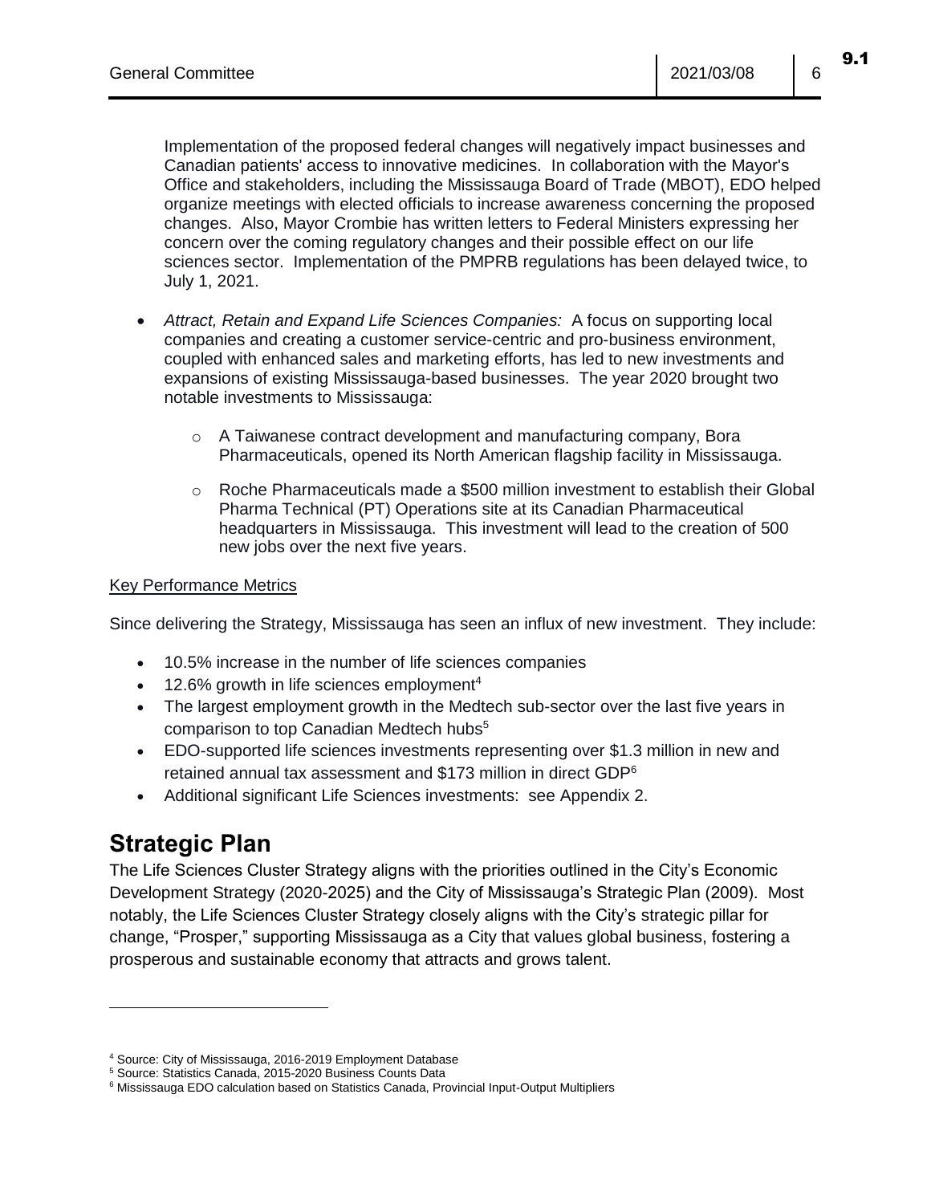Implementation of the proposed federal changes will negatively impact businesses and Canadian patients' access to innovative medicines. In collaboration with the Mayor's Office and stakeholders, including the Mississauga Board of Trade (MBOT), EDO helped organize meetings with elected officials to increase awareness concerning the proposed changes. Also, Mayor Crombie has written letters to Federal Ministers expressing her concern over the coming regulatory changes and their possible effect on our life sciences sector. Implementation of the PMPRB regulations has been delayed twice, to July 1, 2021.

- *Attract, Retain and Expand Life Sciences Companies:* A focus on supporting local companies and creating a customer service-centric and pro-business environment, coupled with enhanced sales and marketing efforts, has led to new investments and expansions of existing Mississauga-based businesses. The year 2020 brought two notable investments to Mississauga:
  - A Taiwanese contract development and manufacturing company, Bora Pharmaceuticals, opened its North American flagship facility in Mississauga.
  - Roche Pharmaceuticals made a $500 million investment to establish their Global Pharma Technical (PT) Operations site at its Canadian Pharmaceutical headquarters in Mississauga. This investment will lead to the creation of 500 new jobs over the next five years.

<u>Key Performance Metrics</u>

Since delivering the Strategy, Mississauga has seen an influx of new investment. They include:

- 10.5% increase in the number of life sciences companies
- 12.6% growth in life sciences employment[4]
- The largest employment growth in the Medtech sub-sector over the last five years in comparison to top Canadian Medtech hubs[5]
- EDO-supported life sciences investments representing over $1.3 million in new and retained annual tax assessment and $173 million in direct GDP[6]
- Additional significant Life Sciences investments: see Appendix 2.

# Strategic Plan

The Life Sciences Cluster Strategy aligns with the priorities outlined in the City's Economic Development Strategy (2020-2025) and the City of Mississauga's Strategic Plan (2009). Most notably, the Life Sciences Cluster Strategy closely aligns with the City's strategic pillar for change, "Prosper," supporting Mississauga as a City that values global business, fostering a prosperous and sustainable economy that attracts and grows talent.

---

[4] Source: City of Mississauga, 2016-2019 Employment Database
[5] Source: Statistics Canada, 2015-2020 Business Counts Data
[6] Mississauga EDO calculation based on Statistics Canada, Provincial Input-Output Multipliers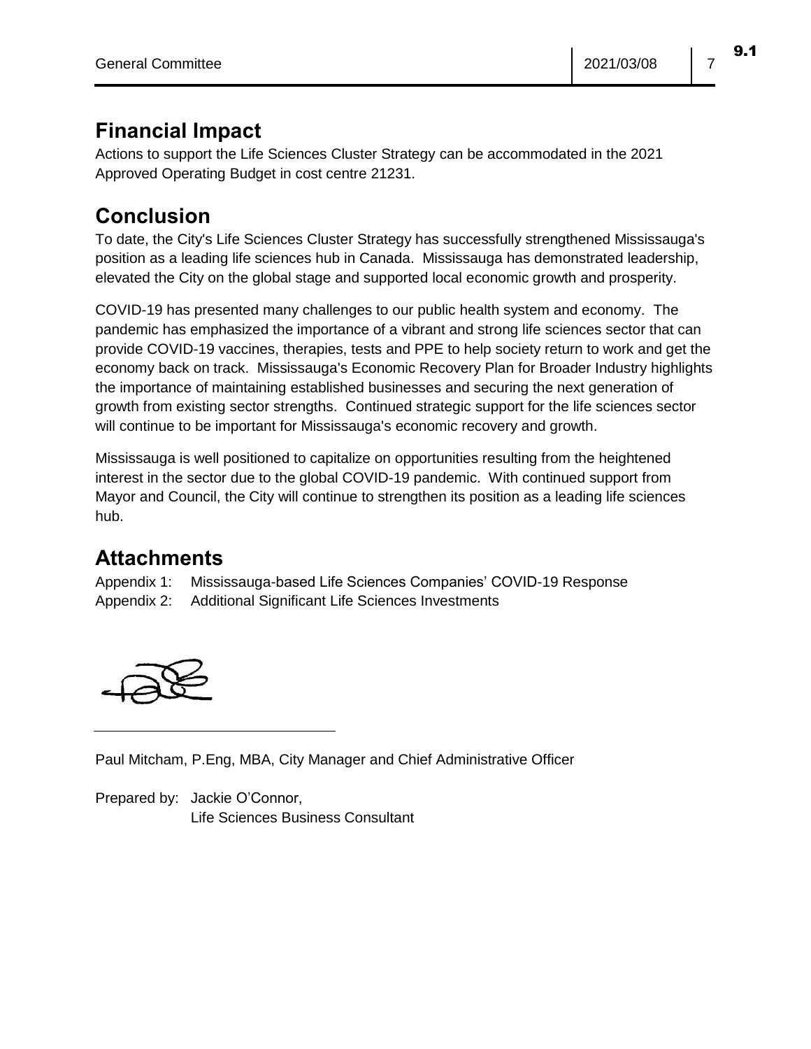## Financial Impact

Actions to support the Life Sciences Cluster Strategy can be accommodated in the 2021 Approved Operating Budget in cost centre 21231.

## Conclusion

To date, the City's Life Sciences Cluster Strategy has successfully strengthened Mississauga's position as a leading life sciences hub in Canada. Mississauga has demonstrated leadership, elevated the City on the global stage and supported local economic growth and prosperity.

COVID-19 has presented many challenges to our public health system and economy. The pandemic has emphasized the importance of a vibrant and strong life sciences sector that can provide COVID-19 vaccines, therapies, tests and PPE to help society return to work and get the economy back on track. Mississauga's Economic Recovery Plan for Broader Industry highlights the importance of maintaining established businesses and securing the next generation of growth from existing sector strengths. Continued strategic support for the life sciences sector will continue to be important for Mississauga's economic recovery and growth.

Mississauga is well positioned to capitalize on opportunities resulting from the heightened interest in the sector due to the global COVID-19 pandemic. With continued support from Mayor and Council, the City will continue to strengthen its position as a leading life sciences hub.

## Attachments

Appendix 1: Mississauga-based Life Sciences Companies' COVID-19 Response
Appendix 2: Additional Significant Life Sciences Investments

Paul Mitcham, P.Eng, MBA, City Manager and Chief Administrative Officer

Prepared by: Jackie O'Connor,
Life Sciences Business Consultant